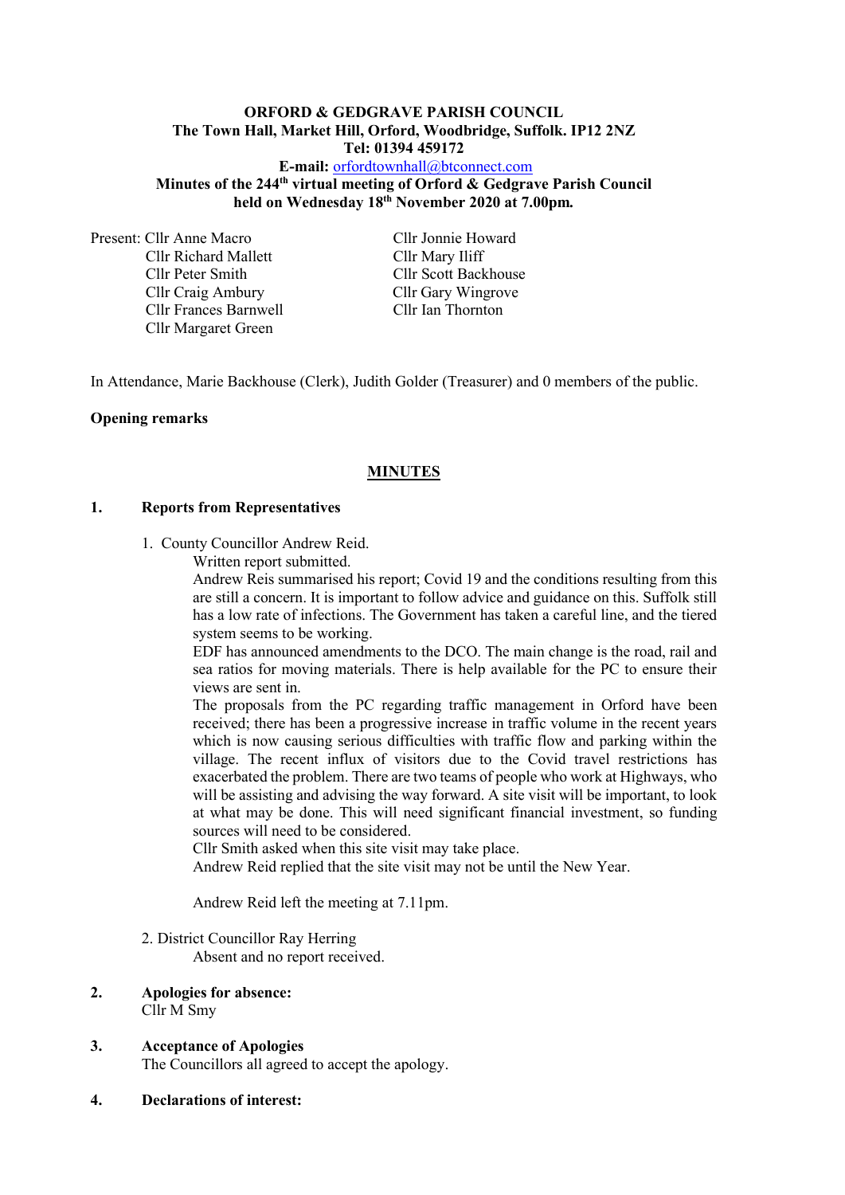**ORFORD & GEDGRAVE PARISH COUNCIL**
**The Town Hall, Market Hill, Orford, Woodbridge, Suffolk. IP12 2NZ**
**Tel: 01394 459172**
**E-mail:** orfordtownhall@btconnect.com
**Minutes of the 244th virtual meeting of Orford & Gedgrave Parish Council held on Wednesday 18th November 2020 at 7.00pm.**

Present: Cllr Anne Macro
Cllr Richard Mallett
Cllr Peter Smith
Cllr Craig Ambury
Cllr Frances Barnwell
Cllr Margaret Green
Cllr Jonnie Howard
Cllr Mary Iliff
Cllr Scott Backhouse
Cllr Gary Wingrove
Cllr Ian Thornton

In Attendance, Marie Backhouse (Clerk), Judith Golder (Treasurer) and 0 members of the public.

**Opening remarks**

## MINUTES

### 1. Reports from Representatives

1. County Councillor Andrew Reid.

   Written report submitted.

   Andrew Reis summarised his report; Covid 19 and the conditions resulting from this are still a concern. It is important to follow advice and guidance on this. Suffolk still has a low rate of infections. The Government has taken a careful line, and the tiered system seems to be working.

   EDF has announced amendments to the DCO. The main change is the road, rail and sea ratios for moving materials. There is help available for the PC to ensure their views are sent in.

   The proposals from the PC regarding traffic management in Orford have been received; there has been a progressive increase in traffic volume in the recent years which is now causing serious difficulties with traffic flow and parking within the village. The recent influx of visitors due to the Covid travel restrictions has exacerbated the problem. There are two teams of people who work at Highways, who will be assisting and advising the way forward. A site visit will be important, to look at what may be done. This will need significant financial investment, so funding sources will need to be considered.

   Cllr Smith asked when this site visit may take place.

   Andrew Reid replied that the site visit may not be until the New Year.

   Andrew Reid left the meeting at 7.11pm.

2. District Councillor Ray Herring

   Absent and no report received.

### 2. Apologies for absence:

Cllr M Smy

### 3. Acceptance of Apologies

The Councillors all agreed to accept the apology.

### 4. Declarations of interest: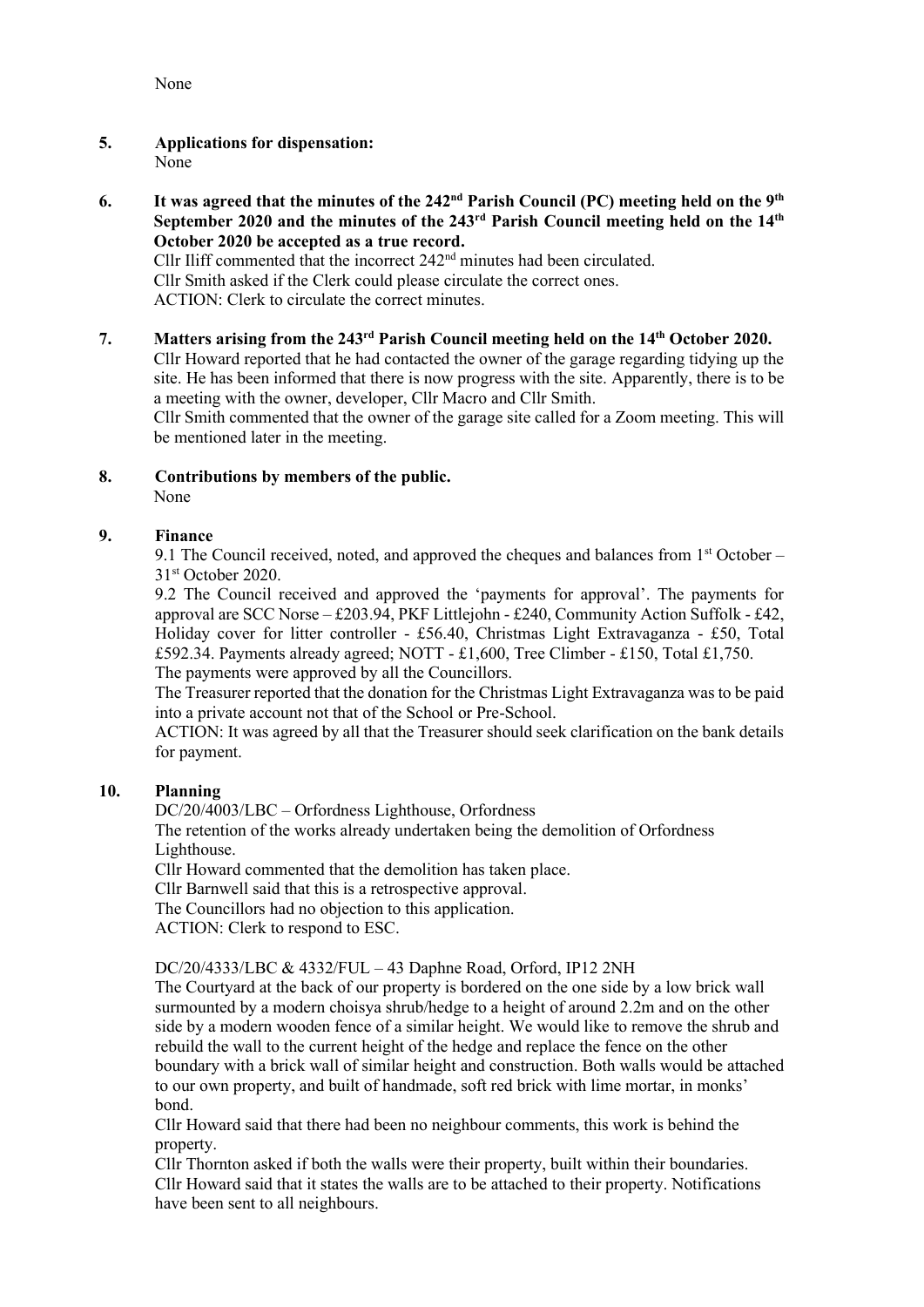None

**5. Applications for dispensation:**
None

**6. It was agreed that the minutes of the 242nd Parish Council (PC) meeting held on the 9th September 2020 and the minutes of the 243rd Parish Council meeting held on the 14th October 2020 be accepted as a true record.**

Cllr Iliff commented that the incorrect 242nd minutes had been circulated.
Cllr Smith asked if the Clerk could please circulate the correct ones.
ACTION: Clerk to circulate the correct minutes.

**7. Matters arising from the 243rd Parish Council meeting held on the 14th October 2020.**

Cllr Howard reported that he had contacted the owner of the garage regarding tidying up the site. He has been informed that there is now progress with the site. Apparently, there is to be a meeting with the owner, developer, Cllr Macro and Cllr Smith.
Cllr Smith commented that the owner of the garage site called for a Zoom meeting. This will be mentioned later in the meeting.

**8. Contributions by members of the public.**
None

**9. Finance**

9.1 The Council received, noted, and approved the cheques and balances from 1st October – 31st October 2020.

9.2 The Council received and approved the 'payments for approval'. The payments for approval are SCC Norse – £203.94, PKF Littlejohn - £240, Community Action Suffolk - £42, Holiday cover for litter controller - £56.40, Christmas Light Extravaganza - £50, Total £592.34. Payments already agreed; NOTT - £1,600, Tree Climber - £150, Total £1,750.
The payments were approved by all the Councillors.
The Treasurer reported that the donation for the Christmas Light Extravaganza was to be paid into a private account not that of the School or Pre-School.
ACTION: It was agreed by all that the Treasurer should seek clarification on the bank details for payment.

**10. Planning**

DC/20/4003/LBC – Orfordness Lighthouse, Orfordness
The retention of the works already undertaken being the demolition of Orfordness Lighthouse.
Cllr Howard commented that the demolition has taken place.
Cllr Barnwell said that this is a retrospective approval.
The Councillors had no objection to this application.
ACTION: Clerk to respond to ESC.

DC/20/4333/LBC & 4332/FUL – 43 Daphne Road, Orford, IP12 2NH
The Courtyard at the back of our property is bordered on the one side by a low brick wall surmounted by a modern choisya shrub/hedge to a height of around 2.2m and on the other side by a modern wooden fence of a similar height. We would like to remove the shrub and rebuild the wall to the current height of the hedge and replace the fence on the other boundary with a brick wall of similar height and construction. Both walls would be attached to our own property, and built of handmade, soft red brick with lime mortar, in monks' bond.
Cllr Howard said that there had been no neighbour comments, this work is behind the property.
Cllr Thornton asked if both the walls were their property, built within their boundaries.
Cllr Howard said that it states the walls are to be attached to their property. Notifications have been sent to all neighbours.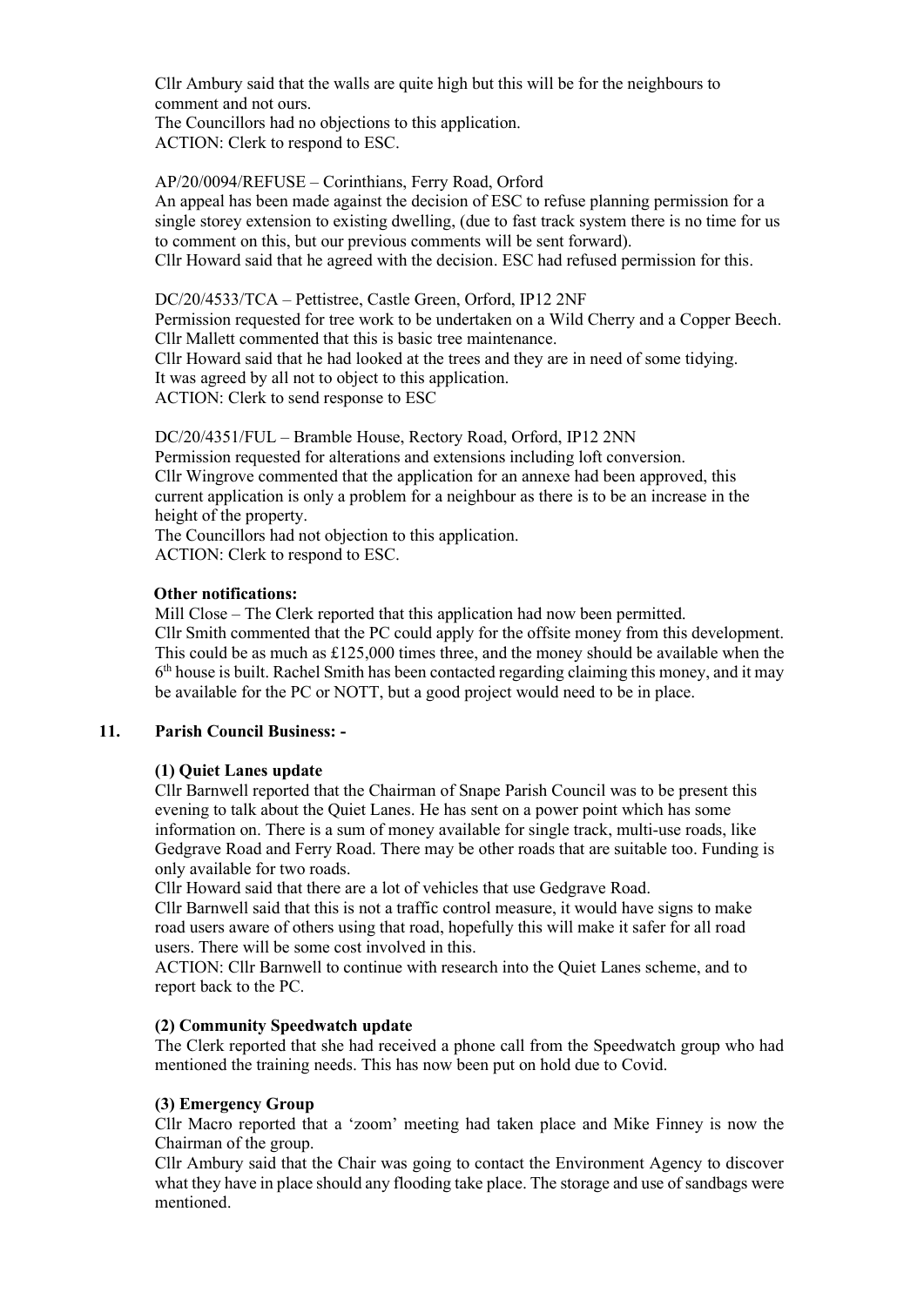Cllr Ambury said that the walls are quite high but this will be for the neighbours to comment and not ours.
The Councillors had no objections to this application.
ACTION: Clerk to respond to ESC.

AP/20/0094/REFUSE – Corinthians, Ferry Road, Orford
An appeal has been made against the decision of ESC to refuse planning permission for a single storey extension to existing dwelling, (due to fast track system there is no time for us to comment on this, but our previous comments will be sent forward).
Cllr Howard said that he agreed with the decision. ESC had refused permission for this.

DC/20/4533/TCA – Pettistree, Castle Green, Orford, IP12 2NF
Permission requested for tree work to be undertaken on a Wild Cherry and a Copper Beech.
Cllr Mallett commented that this is basic tree maintenance.
Cllr Howard said that he had looked at the trees and they are in need of some tidying.
It was agreed by all not to object to this application.
ACTION: Clerk to send response to ESC

DC/20/4351/FUL – Bramble House, Rectory Road, Orford, IP12 2NN
Permission requested for alterations and extensions including loft conversion.
Cllr Wingrove commented that the application for an annexe had been approved, this current application is only a problem for a neighbour as there is to be an increase in the height of the property.
The Councillors had not objection to this application.
ACTION: Clerk to respond to ESC.

**Other notifications:**

Mill Close – The Clerk reported that this application had now been permitted.
Cllr Smith commented that the PC could apply for the offsite money from this development. This could be as much as £125,000 times three, and the money should be available when the 6th house is built. Rachel Smith has been contacted regarding claiming this money, and it may be available for the PC or NOTT, but a good project would need to be in place.

## 11. Parish Council Business: -

**(1) Quiet Lanes update**

Cllr Barnwell reported that the Chairman of Snape Parish Council was to be present this evening to talk about the Quiet Lanes. He has sent on a power point which has some information on. There is a sum of money available for single track, multi-use roads, like Gedgrave Road and Ferry Road. There may be other roads that are suitable too. Funding is only available for two roads.
Cllr Howard said that there are a lot of vehicles that use Gedgrave Road.
Cllr Barnwell said that this is not a traffic control measure, it would have signs to make road users aware of others using that road, hopefully this will make it safer for all road users. There will be some cost involved in this.
ACTION: Cllr Barnwell to continue with research into the Quiet Lanes scheme, and to report back to the PC.

**(2) Community Speedwatch update**

The Clerk reported that she had received a phone call from the Speedwatch group who had mentioned the training needs. This has now been put on hold due to Covid.

**(3) Emergency Group**

Cllr Macro reported that a 'zoom' meeting had taken place and Mike Finney is now the Chairman of the group.
Cllr Ambury said that the Chair was going to contact the Environment Agency to discover what they have in place should any flooding take place. The storage and use of sandbags were mentioned.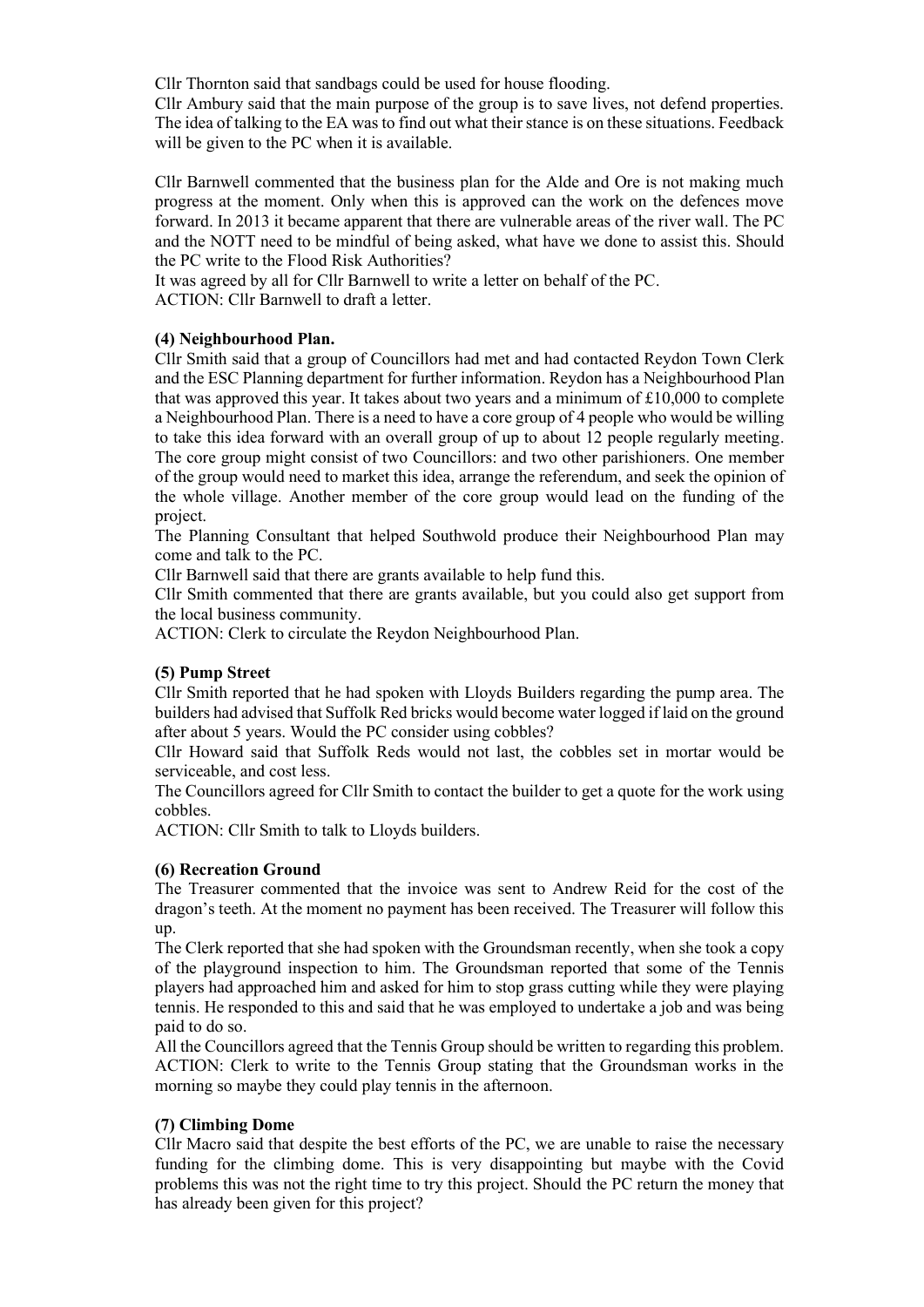Cllr Thornton said that sandbags could be used for house flooding.
Cllr Ambury said that the main purpose of the group is to save lives, not defend properties. The idea of talking to the EA was to find out what their stance is on these situations. Feedback will be given to the PC when it is available.

Cllr Barnwell commented that the business plan for the Alde and Ore is not making much progress at the moment. Only when this is approved can the work on the defences move forward. In 2013 it became apparent that there are vulnerable areas of the river wall. The PC and the NOTT need to be mindful of being asked, what have we done to assist this. Should the PC write to the Flood Risk Authorities?
It was agreed by all for Cllr Barnwell to write a letter on behalf of the PC.
ACTION: Cllr Barnwell to draft a letter.

**(4) Neighbourhood Plan.**
Cllr Smith said that a group of Councillors had met and had contacted Reydon Town Clerk and the ESC Planning department for further information. Reydon has a Neighbourhood Plan that was approved this year. It takes about two years and a minimum of £10,000 to complete a Neighbourhood Plan. There is a need to have a core group of 4 people who would be willing to take this idea forward with an overall group of up to about 12 people regularly meeting. The core group might consist of two Councillors: and two other parishioners. One member of the group would need to market this idea, arrange the referendum, and seek the opinion of the whole village. Another member of the core group would lead on the funding of the project.
The Planning Consultant that helped Southwold produce their Neighbourhood Plan may come and talk to the PC.
Cllr Barnwell said that there are grants available to help fund this.
Cllr Smith commented that there are grants available, but you could also get support from the local business community.
ACTION: Clerk to circulate the Reydon Neighbourhood Plan.

**(5) Pump Street**
Cllr Smith reported that he had spoken with Lloyds Builders regarding the pump area. The builders had advised that Suffolk Red bricks would become water logged if laid on the ground after about 5 years. Would the PC consider using cobbles?
Cllr Howard said that Suffolk Reds would not last, the cobbles set in mortar would be serviceable, and cost less.
The Councillors agreed for Cllr Smith to contact the builder to get a quote for the work using cobbles.
ACTION: Cllr Smith to talk to Lloyds builders.

**(6) Recreation Ground**
The Treasurer commented that the invoice was sent to Andrew Reid for the cost of the dragon's teeth. At the moment no payment has been received. The Treasurer will follow this up.
The Clerk reported that she had spoken with the Groundsman recently, when she took a copy of the playground inspection to him. The Groundsman reported that some of the Tennis players had approached him and asked for him to stop grass cutting while they were playing tennis. He responded to this and said that he was employed to undertake a job and was being paid to do so.
All the Councillors agreed that the Tennis Group should be written to regarding this problem.
ACTION: Clerk to write to the Tennis Group stating that the Groundsman works in the morning so maybe they could play tennis in the afternoon.

**(7) Climbing Dome**
Cllr Macro said that despite the best efforts of the PC, we are unable to raise the necessary funding for the climbing dome. This is very disappointing but maybe with the Covid problems this was not the right time to try this project. Should the PC return the money that has already been given for this project?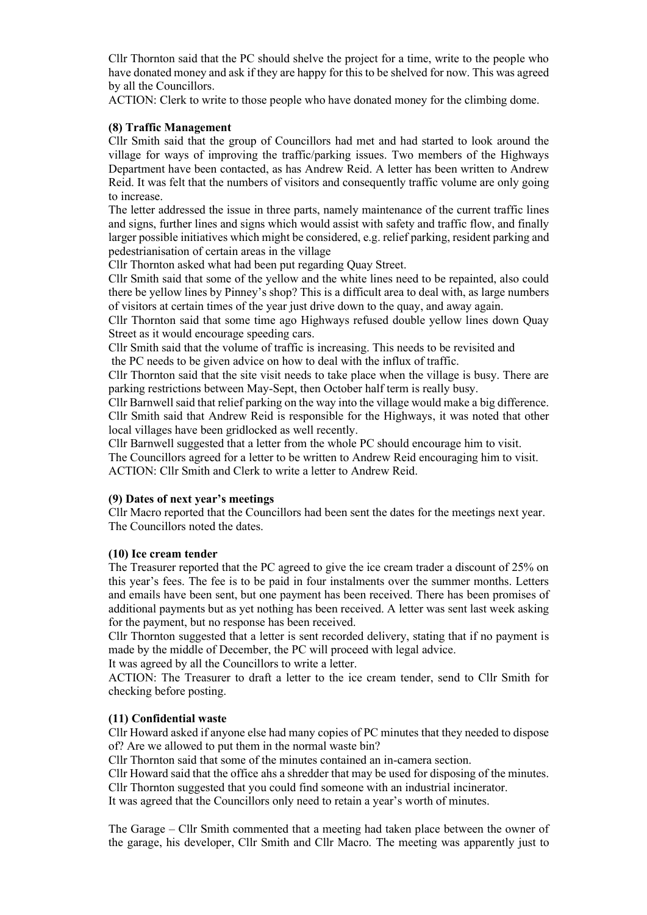Cllr Thornton said that the PC should shelve the project for a time, write to the people who have donated money and ask if they are happy for this to be shelved for now. This was agreed by all the Councillors.

ACTION: Clerk to write to those people who have donated money for the climbing dome.

**(8) Traffic Management**

Cllr Smith said that the group of Councillors had met and had started to look around the village for ways of improving the traffic/parking issues. Two members of the Highways Department have been contacted, as has Andrew Reid. A letter has been written to Andrew Reid. It was felt that the numbers of visitors and consequently traffic volume are only going to increase.

The letter addressed the issue in three parts, namely maintenance of the current traffic lines and signs, further lines and signs which would assist with safety and traffic flow, and finally larger possible initiatives which might be considered, e.g. relief parking, resident parking and pedestrianisation of certain areas in the village

Cllr Thornton asked what had been put regarding Quay Street.

Cllr Smith said that some of the yellow and the white lines need to be repainted, also could there be yellow lines by Pinney's shop? This is a difficult area to deal with, as large numbers of visitors at certain times of the year just drive down to the quay, and away again.

Cllr Thornton said that some time ago Highways refused double yellow lines down Quay Street as it would encourage speeding cars.

Cllr Smith said that the volume of traffic is increasing. This needs to be revisited and the PC needs to be given advice on how to deal with the influx of traffic.

Cllr Thornton said that the site visit needs to take place when the village is busy. There are parking restrictions between May-Sept, then October half term is really busy.

Cllr Barnwell said that relief parking on the way into the village would make a big difference.

Cllr Smith said that Andrew Reid is responsible for the Highways, it was noted that other local villages have been gridlocked as well recently.

Cllr Barnwell suggested that a letter from the whole PC should encourage him to visit.

The Councillors agreed for a letter to be written to Andrew Reid encouraging him to visit.

ACTION: Cllr Smith and Clerk to write a letter to Andrew Reid.

**(9) Dates of next year's meetings**

Cllr Macro reported that the Councillors had been sent the dates for the meetings next year. The Councillors noted the dates.

**(10) Ice cream tender**

The Treasurer reported that the PC agreed to give the ice cream trader a discount of 25% on this year's fees. The fee is to be paid in four instalments over the summer months. Letters and emails have been sent, but one payment has been received. There has been promises of additional payments but as yet nothing has been received. A letter was sent last week asking for the payment, but no response has been received.

Cllr Thornton suggested that a letter is sent recorded delivery, stating that if no payment is made by the middle of December, the PC will proceed with legal advice.

It was agreed by all the Councillors to write a letter.

ACTION: The Treasurer to draft a letter to the ice cream tender, send to Cllr Smith for checking before posting.

**(11) Confidential waste**

Cllr Howard asked if anyone else had many copies of PC minutes that they needed to dispose of? Are we allowed to put them in the normal waste bin?

Cllr Thornton said that some of the minutes contained an in-camera section.

Cllr Howard said that the office ahs a shredder that may be used for disposing of the minutes.

Cllr Thornton suggested that you could find someone with an industrial incinerator.

It was agreed that the Councillors only need to retain a year's worth of minutes.

The Garage – Cllr Smith commented that a meeting had taken place between the owner of the garage, his developer, Cllr Smith and Cllr Macro. The meeting was apparently just to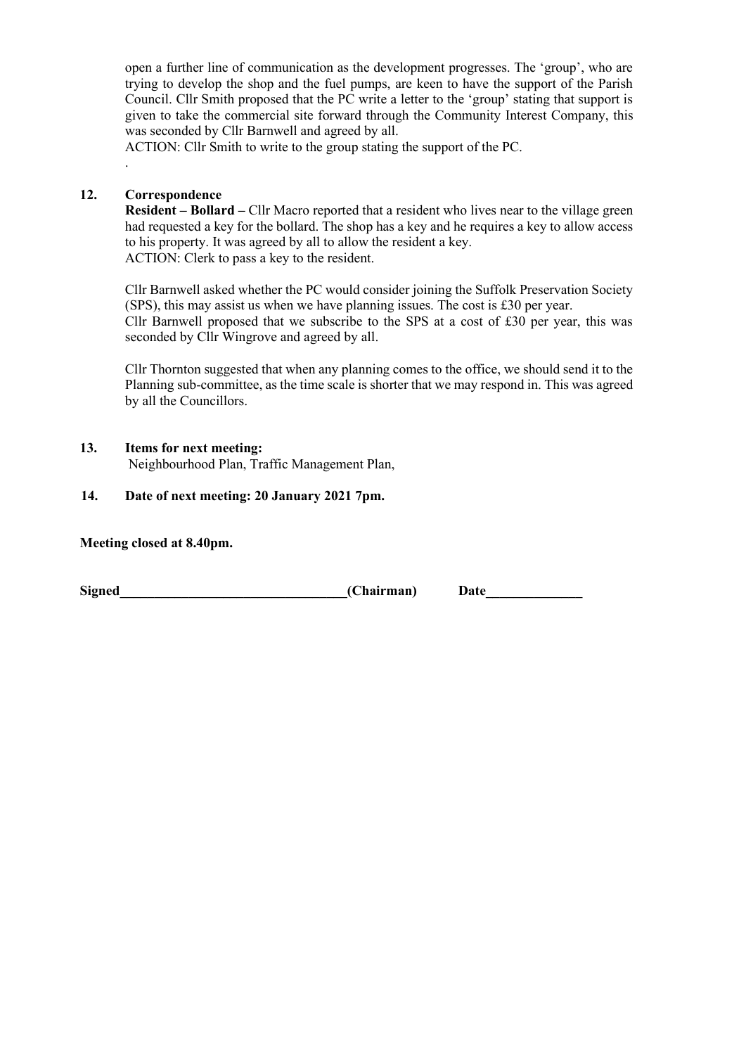open a further line of communication as the development progresses. The 'group', who are trying to develop the shop and the fuel pumps, are keen to have the support of the Parish Council. Cllr Smith proposed that the PC write a letter to the 'group' stating that support is given to take the commercial site forward through the Community Interest Company, this was seconded by Cllr Barnwell and agreed by all.

ACTION: Cllr Smith to write to the group stating the support of the PC.

.

**12. Correspondence**

**Resident – Bollard –** Cllr Macro reported that a resident who lives near to the village green had requested a key for the bollard. The shop has a key and he requires a key to allow access to his property. It was agreed by all to allow the resident a key.

ACTION: Clerk to pass a key to the resident.

Cllr Barnwell asked whether the PC would consider joining the Suffolk Preservation Society (SPS), this may assist us when we have planning issues. The cost is £30 per year.

Cllr Barnwell proposed that we subscribe to the SPS at a cost of £30 per year, this was seconded by Cllr Wingrove and agreed by all.

Cllr Thornton suggested that when any planning comes to the office, we should send it to the Planning sub-committee, as the time scale is shorter that we may respond in. This was agreed by all the Councillors.

**13. Items for next meeting:**

Neighbourhood Plan, Traffic Management Plan,

**14. Date of next meeting: 20 January 2021 7pm.**

**Meeting closed at 8.40pm.**

**Signed_________________________________(Chairman) Date______________**